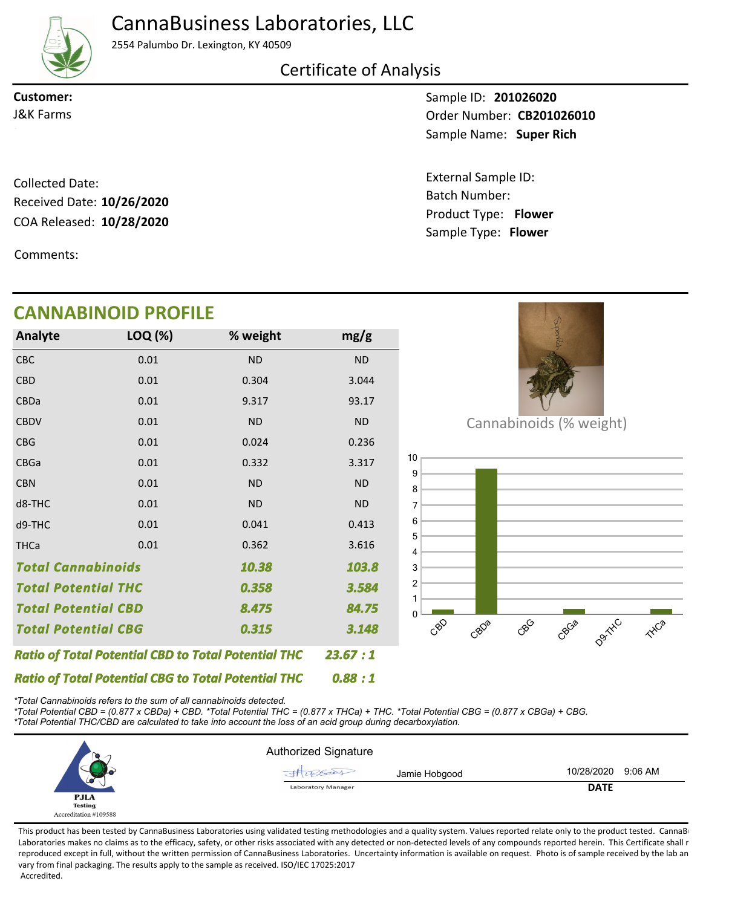# CannaBusiness Laboratories, LLC

2554 Palumbo Dr. Lexington, KY 40509

## Certificate of Analysis

**Customer:**
J&K Farms

Sample ID: **201026020**
Order Number: **CB201026010**
Sample Name: **Super Rich**

Collected Date:
Received Date: **10/26/2020**
COA Released: **10/28/2020**

External Sample ID:
Batch Number:
Product Type: **Flower**
Sample Type: **Flower**

Comments:

## CANNABINOID PROFILE

| Analyte | LOQ (%) | % weight | mg/g |
|---|---|---|---|
| CBC | 0.01 | ND | ND |
| CBD | 0.01 | 0.304 | 3.044 |
| CBDa | 0.01 | 9.317 | 93.17 |
| CBDV | 0.01 | ND | ND |
| CBG | 0.01 | 0.024 | 0.236 |
| CBGa | 0.01 | 0.332 | 3.317 |
| CBN | 0.01 | ND | ND |
| d8-THC | 0.01 | ND | ND |
| d9-THC | 0.01 | 0.041 | 0.413 |
| THCa | 0.01 | 0.362 | 3.616 |
| ***Total Cannabinoids*** | | ***10.38*** | ***103.8*** |
| ***Total Potential THC*** | | ***0.358*** | ***3.584*** |
| ***Total Potential CBD*** | | ***8.475*** | ***84.75*** |
| ***Total Potential CBG*** | | ***0.315*** | ***3.148*** |

***Ratio of Total Potential CBD to Total Potential THC*** ***23.67 : 1***

***Ratio of Total Potential CBG to Total Potential THC*** ***0.88 : 1***

Cannabinoids (% weight)

*\*Total Cannabinoids refers to the sum of all cannabinoids detected.*
*\*Total Potential CBD = (0.877 x CBDa) + CBD. \*Total Potential THC = (0.877 x THCa) + THC. \*Total Potential CBG = (0.877 x CBGa) + CBG.*
*\*Total Potential THC/CBD are calculated to take into account the loss of an acid group during decarboxylation.*

PJLA Testing
Accreditation #109588

Authorized Signature

Jamie Hobgood — Laboratory Manager

10/28/2020 9:06 AM
**DATE**

This product has been tested by CannaBusiness Laboratories using validated testing methodologies and a quality system. Values reported relate only to the product tested. CannaBusiness Laboratories makes no claims as to the efficacy, safety, or other risks associated with any detected or non-detected levels of any compounds reported herein. This Certificate shall not be reproduced except in full, without the written permission of CannaBusiness Laboratories. Uncertainty information is available on request. Photo is of sample received by the lab and may vary from final packaging. The results apply to the sample as received. ISO/IEC 17025:2017 Accredited.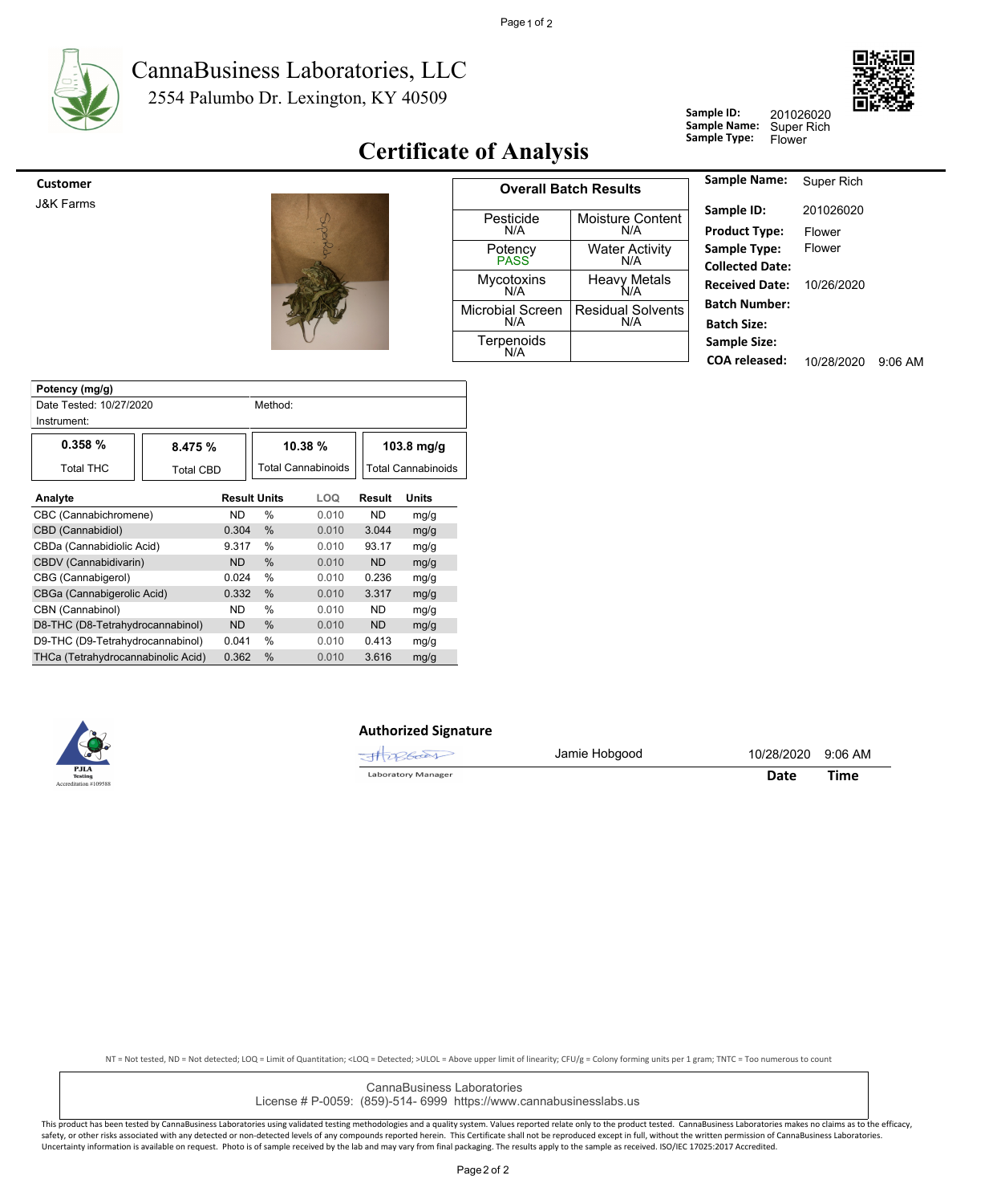# CannaBusiness Laboratories, LLC

2554 Palumbo Dr. Lexington, KY 40509

**Sample ID:** 201026020
**Sample Name:** Super Rich
**Sample Type:** Flower

## Certificate of Analysis

**Customer**
J&K Farms

| Overall Batch Results | |
|---|---|
| Pesticide N/A | Moisture Content N/A |
| Potency PASS | Water Activity N/A |
| Mycotoxins N/A | Heavy Metals N/A |
| Microbial Screen N/A | Residual Solvents N/A |
| Terpenoids N/A | |

**Sample Name:** Super Rich
**Sample ID:** 201026020
**Product Type:** Flower
**Sample Type:** Flower
**Collected Date:**
**Received Date:** 10/26/2020
**Batch Number:**
**Batch Size:**
**Sample Size:**
**COA released:** 10/28/2020 9:06 AM

**Potency (mg/g)**
Date Tested: 10/27/2020
Method:
Instrument:

| 0.358 % | 8.475 % | 10.38 % | 103.8 mg/g |
|---|---|---|---|
| Total THC | Total CBD | Total Cannabinoids | Total Cannabinoids |

| Analyte | Result | Units | LOQ | Result | Units |
|---|---|---|---|---|---|
| CBC (Cannabichromene) | ND | % | 0.010 | ND | mg/g |
| CBD (Cannabidiol) | 0.304 | % | 0.010 | 3.044 | mg/g |
| CBDa (Cannabidiolic Acid) | 9.317 | % | 0.010 | 93.17 | mg/g |
| CBDV (Cannabidivarin) | ND | % | 0.010 | ND | mg/g |
| CBG (Cannabigerol) | 0.024 | % | 0.010 | 0.236 | mg/g |
| CBGa (Cannabigerolic Acid) | 0.332 | % | 0.010 | 3.317 | mg/g |
| CBN (Cannabinol) | ND | % | 0.010 | ND | mg/g |
| D8-THC (D8-Tetrahydrocannabinol) | ND | % | 0.010 | ND | mg/g |
| D9-THC (D9-Tetrahydrocannabinol) | 0.041 | % | 0.010 | 0.413 | mg/g |
| THCa (Tetrahydrocannabinolic Acid) | 0.362 | % | 0.010 | 3.616 | mg/g |

PJLA Testing Accreditation #109588

**Authorized Signature**

Jamie Hobgood — Laboratory Manager — 10/28/2020 9:06 AM

**Date** **Time**

NT = Not tested, ND = Not detected; LOQ = Limit of Quantitation; <LOQ = Detected; >ULOL = Above upper limit of linearity; CFU/g = Colony forming units per 1 gram; TNTC = Too numerous to count

CannaBusiness Laboratories
License # P-0059: (859)-514- 6999 https://www.cannabusinesslabs.us

This product has been tested by CannaBusiness Laboratories using validated testing methodologies and a quality system. Values reported relate only to the product tested. CannaBusiness Laboratories makes no claims as to the efficacy, safety, or other risks associated with any detected or non-detected levels of any compounds reported herein. This Certificate shall not be reproduced except in full, without the written permission of CannaBusiness Laboratories. Uncertainty information is available on request. Photo is of sample received by the lab and may vary from final packaging. The results apply to the sample as received. ISO/IEC 17025:2017 Accredited.